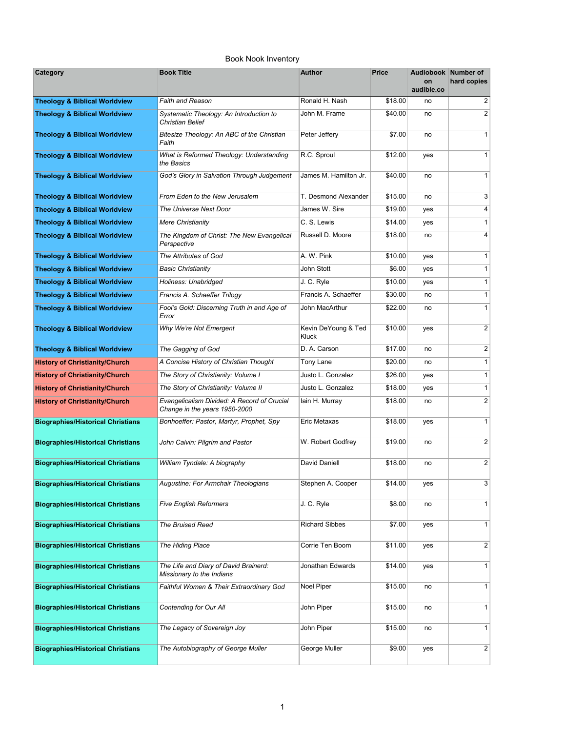Book Nook Inventory

| Category | Book Title | Author | Price | Audiobook on audible.co | Number of hard copies |
|---|---|---|---|---|---|
| **Theology & Biblical Worldview** | *Faith and Reason* | Ronald H. Nash | $18.00 | no | 2 |
| **Theology & Biblical Worldview** | *Systematic Theology: An Introduction to Christian Belief* | John M. Frame | $40.00 | no | 2 |
| **Theology & Biblical Worldview** | *Bitesize Theology: An ABC of the Christian Faith* | Peter Jeffery | $7.00 | no | 1 |
| **Theology & Biblical Worldview** | *What is Reformed Theology: Understanding the Basics* | R.C. Sproul | $12.00 | yes | 1 |
| **Theology & Biblical Worldview** | *God's Glory in Salvation Through Judgement* | James M. Hamilton Jr. | $40.00 | no | 1 |
| **Theology & Biblical Worldview** | *From Eden to the New Jerusalem* | T. Desmond Alexander | $15.00 | no | 3 |
| **Theology & Biblical Worldview** | *The Universe Next Door* | James W. Sire | $19.00 | yes | 4 |
| **Theology & Biblical Worldview** | *Mere Christianity* | C. S. Lewis | $14.00 | yes | 1 |
| **Theology & Biblical Worldview** | *The Kingdom of Christ: The New Evangelical Perspective* | Russell D. Moore | $18.00 | no | 4 |
| **Theology & Biblical Worldview** | *The Attributes of God* | A. W. Pink | $10.00 | yes | 1 |
| **Theology & Biblical Worldview** | *Basic Christianity* | John Stott | $6.00 | yes | 1 |
| **Theology & Biblical Worldview** | *Holiness: Unabridged* | J. C. Ryle | $10.00 | yes | 1 |
| **Theology & Biblical Worldview** | *Francis A. Schaeffer Trilogy* | Francis A. Schaeffer | $30.00 | no | 1 |
| **Theology & Biblical Worldview** | *Fool's Gold: Discerning Truth in and Age of Error* | John MacArthur | $22.00 | no | 1 |
| **Theology & Biblical Worldview** | *Why We're Not Emergent* | Kevin DeYoung & Ted Kluck | $10.00 | yes | 2 |
| **Theology & Biblical Worldview** | *The Gagging of God* | D. A. Carson | $17.00 | no | 2 |
| **History of Christianity/Church** | *A Concise History of Christian Thought* | Tony Lane | $20.00 | no | 1 |
| **History of Christianity/Church** | *The Story of Christianity: Volume I* | Justo L. Gonzalez | $26.00 | yes | 1 |
| **History of Christianity/Church** | *The Story of Christianity: Volume II* | Justo L. Gonzalez | $18.00 | yes | 1 |
| **History of Christianity/Church** | *Evangelicalism Divided: A Record of Crucial Change in the years 1950-2000* | Iain H. Murray | $18.00 | no | 2 |
| **Biographies/Historical Christians** | *Bonhoeffer: Pastor, Martyr, Prophet, Spy* | Eric Metaxas | $18.00 | yes | 1 |
| **Biographies/Historical Christians** | *John Calvin: Pilgrim and Pastor* | W. Robert Godfrey | $19.00 | no | 2 |
| **Biographies/Historical Christians** | *William Tyndale: A biography* | David Daniell | $18.00 | no | 2 |
| **Biographies/Historical Christians** | *Augustine: For Armchair Theologians* | Stephen A. Cooper | $14.00 | yes | 3 |
| **Biographies/Historical Christians** | *Five English Reformers* | J. C. Ryle | $8.00 | no | 1 |
| **Biographies/Historical Christians** | *The Bruised Reed* | Richard Sibbes | $7.00 | yes | 1 |
| **Biographies/Historical Christians** | *The Hiding Place* | Corrie Ten Boom | $11.00 | yes | 2 |
| **Biographies/Historical Christians** | *The Life and Diary of David Brainerd: Missionary to the Indians* | Jonathan Edwards | $14.00 | yes | 1 |
| **Biographies/Historical Christians** | *Faithful Women & Their Extraordinary God* | Noel Piper | $15.00 | no | 1 |
| **Biographies/Historical Christians** | *Contending for Our All* | John Piper | $15.00 | no | 1 |
| **Biographies/Historical Christians** | *The Legacy of Sovereign Joy* | John Piper | $15.00 | no | 1 |
| **Biographies/Historical Christians** | *The Autobiography of George Muller* | George Muller | $9.00 | yes | 2 |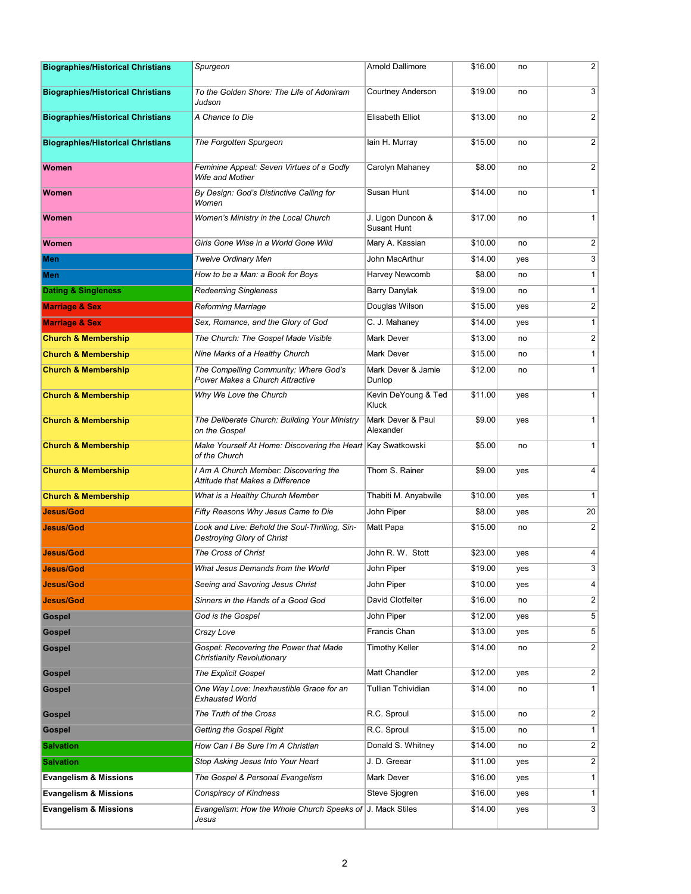| | | | | | |
|---|---|---|---|---|---|
| **Biographies/Historical Christians** | *Spurgeon* | Arnold Dallimore | $16.00 | no | 2 |
| **Biographies/Historical Christians** | *To the Golden Shore: The Life of Adoniram Judson* | Courtney Anderson | $19.00 | no | 3 |
| **Biographies/Historical Christians** | *A Chance to Die* | Elisabeth Elliot | $13.00 | no | 2 |
| **Biographies/Historical Christians** | *The Forgotten Spurgeon* | Iain H. Murray | $15.00 | no | 2 |
| **Women** | *Feminine Appeal: Seven Virtues of a Godly Wife and Mother* | Carolyn Mahaney | $8.00 | no | 2 |
| **Women** | *By Design: God's Distinctive Calling for Women* | Susan Hunt | $14.00 | no | 1 |
| **Women** | *Women's Ministry in the Local Church* | J. Ligon Duncon & Susant Hunt | $17.00 | no | 1 |
| **Women** | *Girls Gone Wise in a World Gone Wild* | Mary A. Kassian | $10.00 | no | 2 |
| **Men** | *Twelve Ordinary Men* | John MacArthur | $14.00 | yes | 3 |
| **Men** | *How to be a Man: a Book for Boys* | Harvey Newcomb | $8.00 | no | 1 |
| **Dating & Singleness** | *Redeeming Singleness* | Barry Danylak | $19.00 | no | 1 |
| **Marriage & Sex** | *Reforming Marriage* | Douglas Wilson | $15.00 | yes | 2 |
| **Marriage & Sex** | *Sex, Romance, and the Glory of God* | C. J. Mahaney | $14.00 | yes | 1 |
| **Church & Membership** | *The Church: The Gospel Made Visible* | Mark Dever | $13.00 | no | 2 |
| **Church & Membership** | *Nine Marks of a Healthy Church* | Mark Dever | $15.00 | no | 1 |
| **Church & Membership** | *The Compelling Community: Where God's Power Makes a Church Attractive* | Mark Dever & Jamie Dunlop | $12.00 | no | 1 |
| **Church & Membership** | *Why We Love the Church* | Kevin DeYoung & Ted Kluck | $11.00 | yes | 1 |
| **Church & Membership** | *The Deliberate Church: Building Your Ministry on the Gospel* | Mark Dever & Paul Alexander | $9.00 | yes | 1 |
| **Church & Membership** | *Make Yourself At Home: Discovering the Heart of the Church* | Kay Swatkowski | $5.00 | no | 1 |
| **Church & Membership** | *I Am A Church Member: Discovering the Attitude that Makes a Difference* | Thom S. Rainer | $9.00 | yes | 4 |
| **Church & Membership** | *What is a Healthy Church Member* | Thabiti M. Anyabwile | $10.00 | yes | 1 |
| **Jesus/God** | *Fifty Reasons Why Jesus Came to Die* | John Piper | $8.00 | yes | 20 |
| **Jesus/God** | *Look and Live: Behold the Soul-Thrilling, Sin-Destroying Glory of Christ* | Matt Papa | $15.00 | no | 2 |
| **Jesus/God** | *The Cross of Christ* | John R. W. Stott | $23.00 | yes | 4 |
| **Jesus/God** | *What Jesus Demands from the World* | John Piper | $19.00 | yes | 3 |
| **Jesus/God** | *Seeing and Savoring Jesus Christ* | John Piper | $10.00 | yes | 4 |
| **Jesus/God** | *Sinners in the Hands of a Good God* | David Clotfelter | $16.00 | no | 2 |
| **Gospel** | *God is the Gospel* | John Piper | $12.00 | yes | 5 |
| **Gospel** | *Crazy Love* | Francis Chan | $13.00 | yes | 5 |
| **Gospel** | *Gospel: Recovering the Power that Made Christianity Revolutionary* | Timothy Keller | $14.00 | no | 2 |
| **Gospel** | *The Explicit Gospel* | Matt Chandler | $12.00 | yes | 2 |
| **Gospel** | *One Way Love: Inexhaustible Grace for an Exhausted World* | Tullian Tchividian | $14.00 | no | 1 |
| **Gospel** | *The Truth of the Cross* | R.C. Sproul | $15.00 | no | 2 |
| **Gospel** | *Getting the Gospel Right* | R.C. Sproul | $15.00 | no | 1 |
| **Salvation** | *How Can I Be Sure I'm A Christian* | Donald S. Whitney | $14.00 | no | 2 |
| **Salvation** | *Stop Asking Jesus Into Your Heart* | J. D. Greear | $11.00 | yes | 2 |
| **Evangelism & Missions** | *The Gospel & Personal Evangelism* | Mark Dever | $16.00 | yes | 1 |
| **Evangelism & Missions** | *Conspiracy of Kindness* | Steve Sjogren | $16.00 | yes | 1 |
| **Evangelism & Missions** | *Evangelism: How the Whole Church Speaks of Jesus* | J. Mack Stiles | $14.00 | yes | 3 |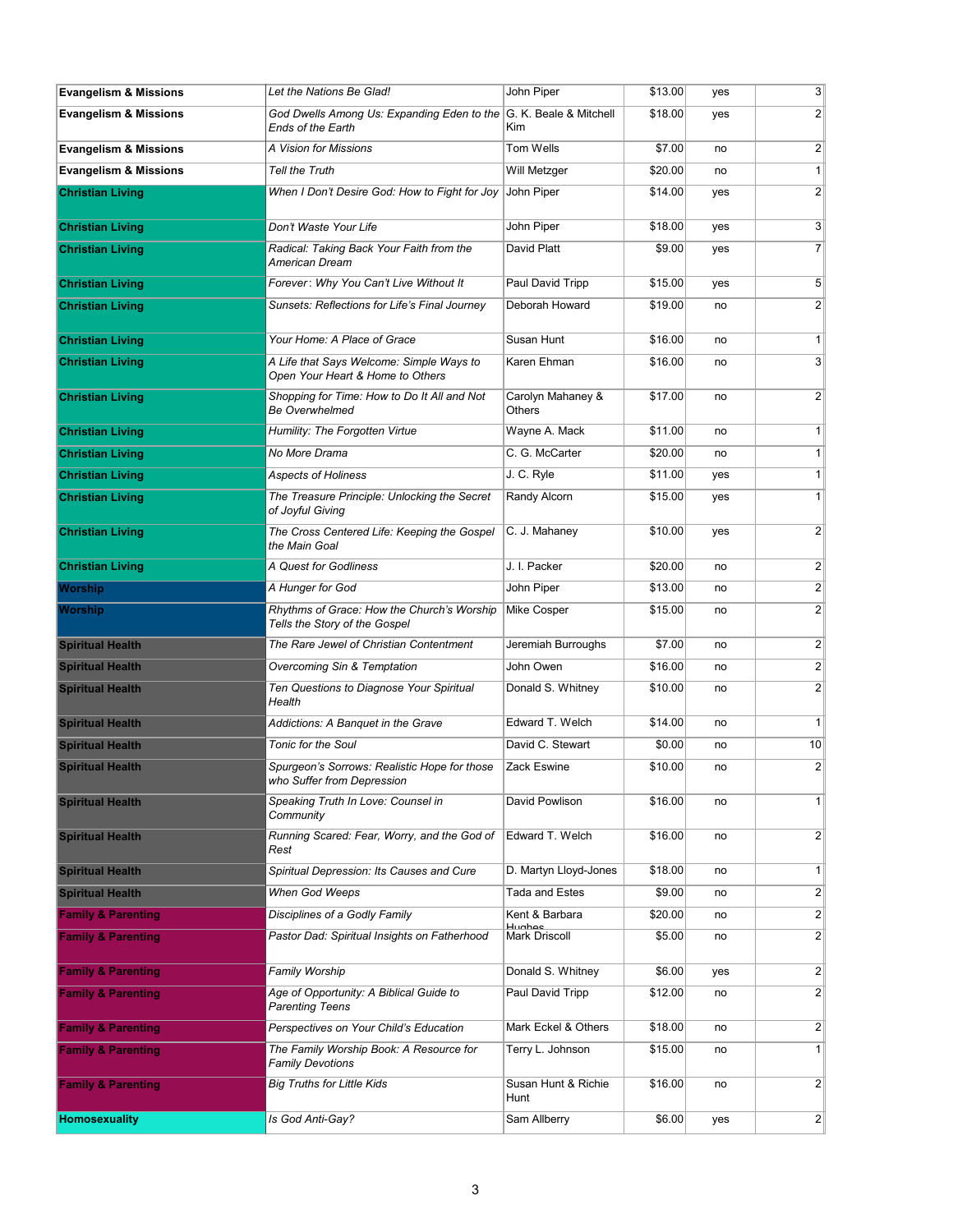| | | | | | |
|---|---|---|---|---|---|
| **Evangelism & Missions** | *Let the Nations Be Glad!* | John Piper | $13.00 | yes | 3 |
| **Evangelism & Missions** | *God Dwells Among Us: Expanding Eden to the Ends of the Earth* | G. K. Beale & Mitchell Kim | $18.00 | yes | 2 |
| **Evangelism & Missions** | *A Vision for Missions* | Tom Wells | $7.00 | no | 2 |
| **Evangelism & Missions** | *Tell the Truth* | Will Metzger | $20.00 | no | 1 |
| **Christian Living** | *When I Don't Desire God: How to Fight for Joy* | John Piper | $14.00 | yes | 2 |
| **Christian Living** | *Don't Waste Your Life* | John Piper | $18.00 | yes | 3 |
| **Christian Living** | *Radical: Taking Back Your Faith from the American Dream* | David Platt | $9.00 | yes | 7 |
| **Christian Living** | *Forever: Why You Can't Live Without It* | Paul David Tripp | $15.00 | yes | 5 |
| **Christian Living** | *Sunsets: Reflections for Life's Final Journey* | Deborah Howard | $19.00 | no | 2 |
| **Christian Living** | *Your Home: A Place of Grace* | Susan Hunt | $16.00 | no | 1 |
| **Christian Living** | *A Life that Says Welcome: Simple Ways to Open Your Heart & Home to Others* | Karen Ehman | $16.00 | no | 3 |
| **Christian Living** | *Shopping for Time: How to Do It All and Not Be Overwhelmed* | Carolyn Mahaney & Others | $17.00 | no | 2 |
| **Christian Living** | *Humility: The Forgotten Virtue* | Wayne A. Mack | $11.00 | no | 1 |
| **Christian Living** | *No More Drama* | C. G. McCarter | $20.00 | no | 1 |
| **Christian Living** | *Aspects of Holiness* | J. C. Ryle | $11.00 | yes | 1 |
| **Christian Living** | *The Treasure Principle: Unlocking the Secret of Joyful Giving* | Randy Alcorn | $15.00 | yes | 1 |
| **Christian Living** | *The Cross Centered Life: Keeping the Gospel the Main Goal* | C. J. Mahaney | $10.00 | yes | 2 |
| **Christian Living** | *A Quest for Godliness* | J. I. Packer | $20.00 | no | 2 |
| **Worship** | *A Hunger for God* | John Piper | $13.00 | no | 2 |
| **Worship** | *Rhythms of Grace: How the Church's Worship Tells the Story of the Gospel* | Mike Cosper | $15.00 | no | 2 |
| **Spiritual Health** | *The Rare Jewel of Christian Contentment* | Jeremiah Burroughs | $7.00 | no | 2 |
| **Spiritual Health** | *Overcoming Sin & Temptation* | John Owen | $16.00 | no | 2 |
| **Spiritual Health** | *Ten Questions to Diagnose Your Spiritual Health* | Donald S. Whitney | $10.00 | no | 2 |
| **Spiritual Health** | *Addictions: A Banquet in the Grave* | Edward T. Welch | $14.00 | no | 1 |
| **Spiritual Health** | *Tonic for the Soul* | David C. Stewart | $0.00 | no | 10 |
| **Spiritual Health** | *Spurgeon's Sorrows: Realistic Hope for those who Suffer from Depression* | Zack Eswine | $10.00 | no | 2 |
| **Spiritual Health** | *Speaking Truth In Love: Counsel in Community* | David Powlison | $16.00 | no | 1 |
| **Spiritual Health** | *Running Scared: Fear, Worry, and the God of Rest* | Edward T. Welch | $16.00 | no | 2 |
| **Spiritual Health** | *Spiritual Depression: Its Causes and Cure* | D. Martyn Lloyd-Jones | $18.00 | no | 1 |
| **Spiritual Health** | *When God Weeps* | Tada and Estes | $9.00 | no | 2 |
| **Family & Parenting** | *Disciplines of a Godly Family* | Kent & Barbara Hughes | $20.00 | no | 2 |
| **Family & Parenting** | *Pastor Dad: Spiritual Insights on Fatherhood* | Mark Driscoll | $5.00 | no | 2 |
| **Family & Parenting** | *Family Worship* | Donald S. Whitney | $6.00 | yes | 2 |
| **Family & Parenting** | *Age of Opportunity: A Biblical Guide to Parenting Teens* | Paul David Tripp | $12.00 | no | 2 |
| **Family & Parenting** | *Perspectives on Your Child's Education* | Mark Eckel & Others | $18.00 | no | 2 |
| **Family & Parenting** | *The Family Worship Book: A Resource for Family Devotions* | Terry L. Johnson | $15.00 | no | 1 |
| **Family & Parenting** | *Big Truths for Little Kids* | Susan Hunt & Richie Hunt | $16.00 | no | 2 |
| **Homosexuality** | *Is God Anti-Gay?* | Sam Allberry | $6.00 | yes | 2 |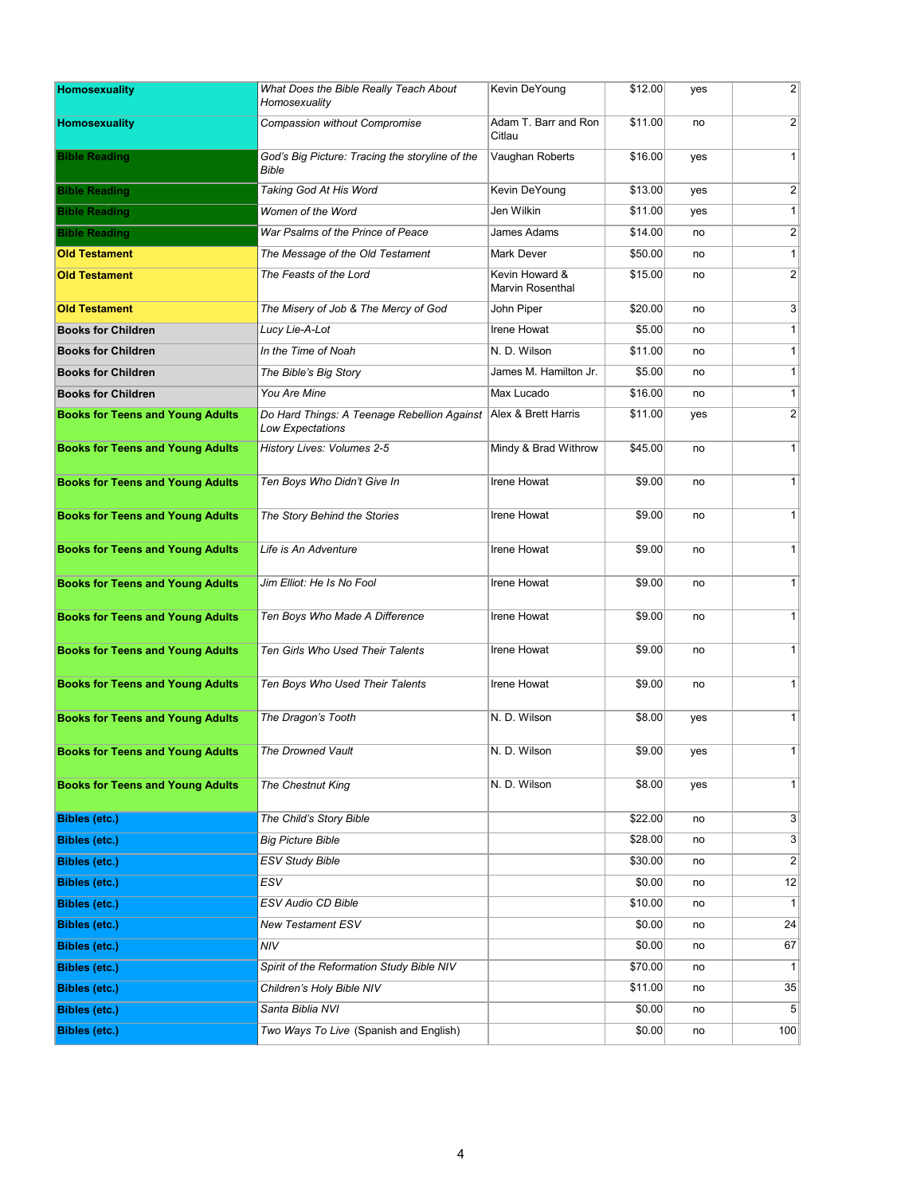| | | | | | |
|---|---|---|---|---|---|
| **Homosexuality** | *What Does the Bible Really Teach About Homosexuality* | Kevin DeYoung | $12.00 | yes | 2 |
| **Homosexuality** | *Compassion without Compromise* | Adam T. Barr and Ron Citlau | $11.00 | no | 2 |
| **Bible Reading** | *God's Big Picture: Tracing the storyline of the Bible* | Vaughan Roberts | $16.00 | yes | 1 |
| **Bible Reading** | *Taking God At His Word* | Kevin DeYoung | $13.00 | yes | 2 |
| **Bible Reading** | *Women of the Word* | Jen Wilkin | $11.00 | yes | 1 |
| **Bible Reading** | *War Psalms of the Prince of Peace* | James Adams | $14.00 | no | 2 |
| **Old Testament** | *The Message of the Old Testament* | Mark Dever | $50.00 | no | 1 |
| **Old Testament** | *The Feasts of the Lord* | Kevin Howard & Marvin Rosenthal | $15.00 | no | 2 |
| **Old Testament** | *The Misery of Job & The Mercy of God* | John Piper | $20.00 | no | 3 |
| **Books for Children** | *Lucy Lie-A-Lot* | Irene Howat | $5.00 | no | 1 |
| **Books for Children** | *In the Time of Noah* | N. D. Wilson | $11.00 | no | 1 |
| **Books for Children** | *The Bible's Big Story* | James M. Hamilton Jr. | $5.00 | no | 1 |
| **Books for Children** | *You Are Mine* | Max Lucado | $16.00 | no | 1 |
| **Books for Teens and Young Adults** | *Do Hard Things: A Teenage Rebellion Against Low Expectations* | Alex & Brett Harris | $11.00 | yes | 2 |
| **Books for Teens and Young Adults** | *History Lives: Volumes 2-5* | Mindy & Brad Withrow | $45.00 | no | 1 |
| **Books for Teens and Young Adults** | *Ten Boys Who Didn't Give In* | Irene Howat | $9.00 | no | 1 |
| **Books for Teens and Young Adults** | *The Story Behind the Stories* | Irene Howat | $9.00 | no | 1 |
| **Books for Teens and Young Adults** | *Life is An Adventure* | Irene Howat | $9.00 | no | 1 |
| **Books for Teens and Young Adults** | *Jim Elliot: He Is No Fool* | Irene Howat | $9.00 | no | 1 |
| **Books for Teens and Young Adults** | *Ten Boys Who Made A Difference* | Irene Howat | $9.00 | no | 1 |
| **Books for Teens and Young Adults** | *Ten Girls Who Used Their Talents* | Irene Howat | $9.00 | no | 1 |
| **Books for Teens and Young Adults** | *Ten Boys Who Used Their Talents* | Irene Howat | $9.00 | no | 1 |
| **Books for Teens and Young Adults** | *The Dragon's Tooth* | N. D. Wilson | $8.00 | yes | 1 |
| **Books for Teens and Young Adults** | *The Drowned Vault* | N. D. Wilson | $9.00 | yes | 1 |
| **Books for Teens and Young Adults** | *The Chestnut King* | N. D. Wilson | $8.00 | yes | 1 |
| **Bibles (etc.)** | *The Child's Story Bible* | | $22.00 | no | 3 |
| **Bibles (etc.)** | *Big Picture Bible* | | $28.00 | no | 3 |
| **Bibles (etc.)** | *ESV Study Bible* | | $30.00 | no | 2 |
| **Bibles (etc.)** | *ESV* | | $0.00 | no | 12 |
| **Bibles (etc.)** | *ESV Audio CD Bible* | | $10.00 | no | 1 |
| **Bibles (etc.)** | *New Testament ESV* | | $0.00 | no | 24 |
| **Bibles (etc.)** | *NIV* | | $0.00 | no | 67 |
| **Bibles (etc.)** | *Spirit of the Reformation Study Bible NIV* | | $70.00 | no | 1 |
| **Bibles (etc.)** | *Children's Holy Bible NIV* | | $11.00 | no | 35 |
| **Bibles (etc.)** | *Santa Biblia NVI* | | $0.00 | no | 5 |
| **Bibles (etc.)** | *Two Ways To Live* (Spanish and English) | | $0.00 | no | 100 |